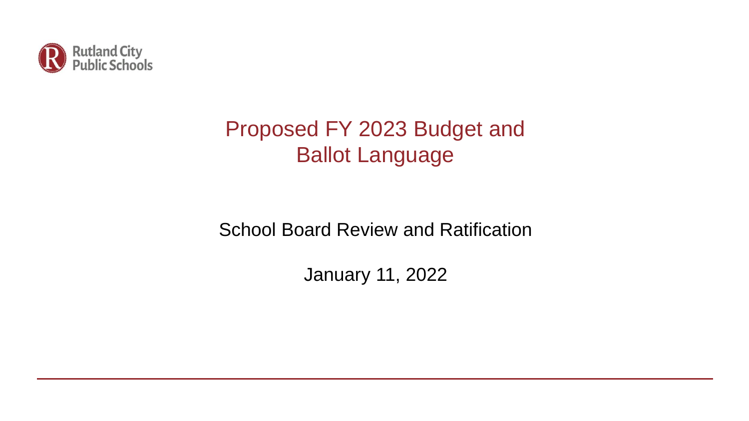Rutland City Public Schools

# Proposed FY 2023 Budget and Ballot Language

School Board Review and Ratification

January 11, 2022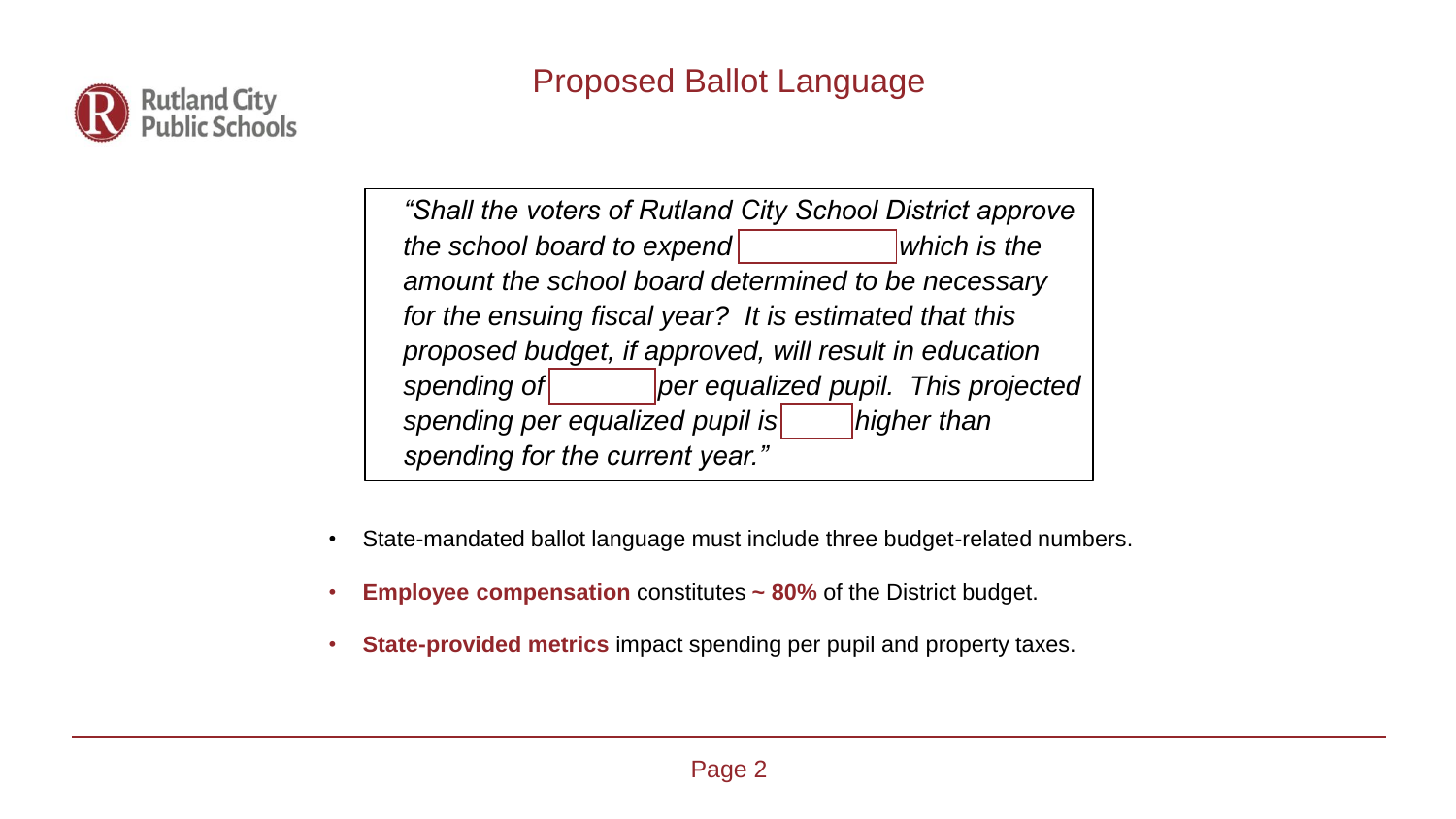# Proposed Ballot Language

> *"Shall the voters of Rutland City School District approve the school board to expend [ ] which is the amount the school board determined to be necessary for the ensuing fiscal year? It is estimated that this proposed budget, if approved, will result in education spending of [ ] per equalized pupil. This projected spending per equalized pupil is [ ] higher than spending for the current year."*

- State-mandated ballot language must include three budget-related numbers.
- **Employee compensation** constitutes **~ 80%** of the District budget.
- **State-provided metrics** impact spending per pupil and property taxes.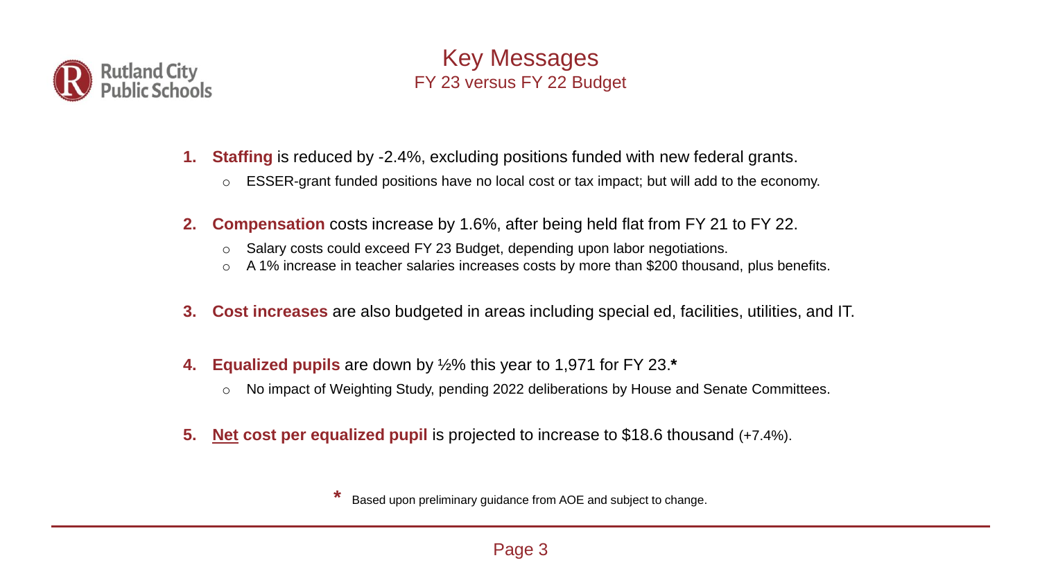# Key Messages

## FY 23 versus FY 22 Budget

1. **Staffing** is reduced by -2.4%, excluding positions funded with new federal grants.
   - ESSER-grant funded positions have no local cost or tax impact; but will add to the economy.

2. **Compensation** costs increase by 1.6%, after being held flat from FY 21 to FY 22.
   - Salary costs could exceed FY 23 Budget, depending upon labor negotiations.
   - A 1% increase in teacher salaries increases costs by more than $200 thousand, plus benefits.

3. **Cost increases** are also budgeted in areas including special ed, facilities, utilities, and IT.

4. **Equalized pupils** are down by ½% this year to 1,971 for FY 23.*
   - No impact of Weighting Study, pending 2022 deliberations by House and Senate Committees.

5. **<u>Net</u> cost per equalized pupil** is projected to increase to $18.6 thousand (+7.4%).

* Based upon preliminary guidance from AOE and subject to change.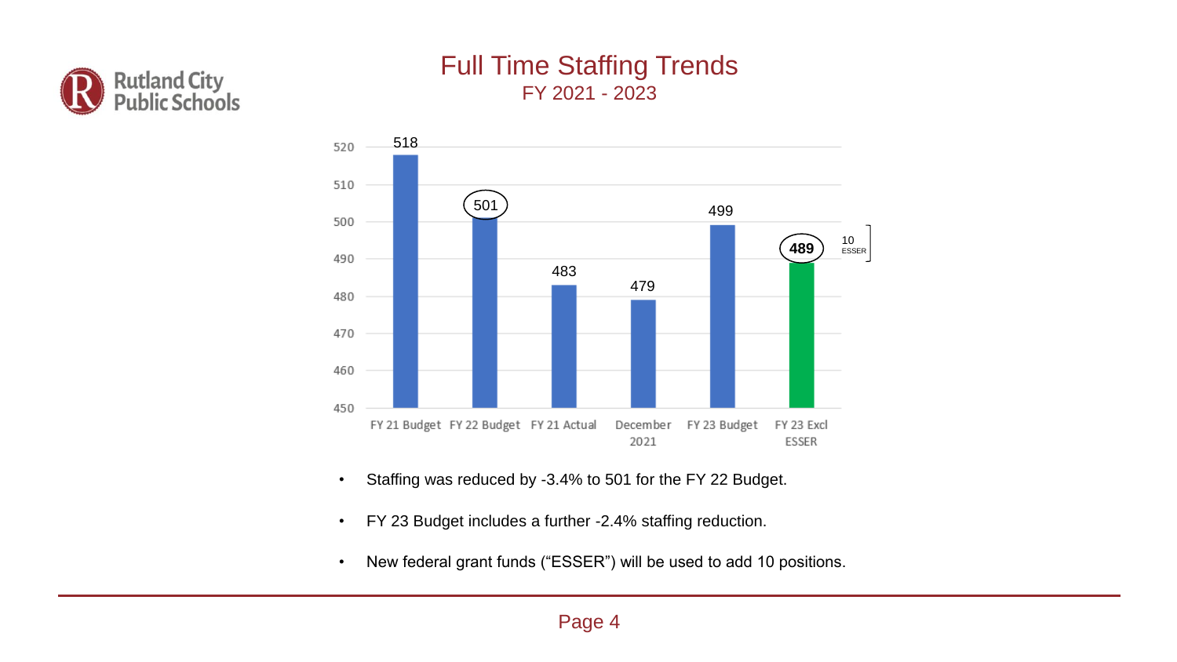# Full Time Staffing Trends

## FY 2021 - 2023

| Category | Staffing |
|---|---|
| FY 21 Budget | 518 |
| FY 22 Budget | 501 |
| FY 21 Actual | 483 |
| December 2021 | 479 |
| FY 23 Budget | 499 |
| FY 23 Excl ESSER | 489 |

10 ESSER

- Staffing was reduced by -3.4% to 501 for the FY 22 Budget.
- FY 23 Budget includes a further -2.4% staffing reduction.
- New federal grant funds ("ESSER") will be used to add 10 positions.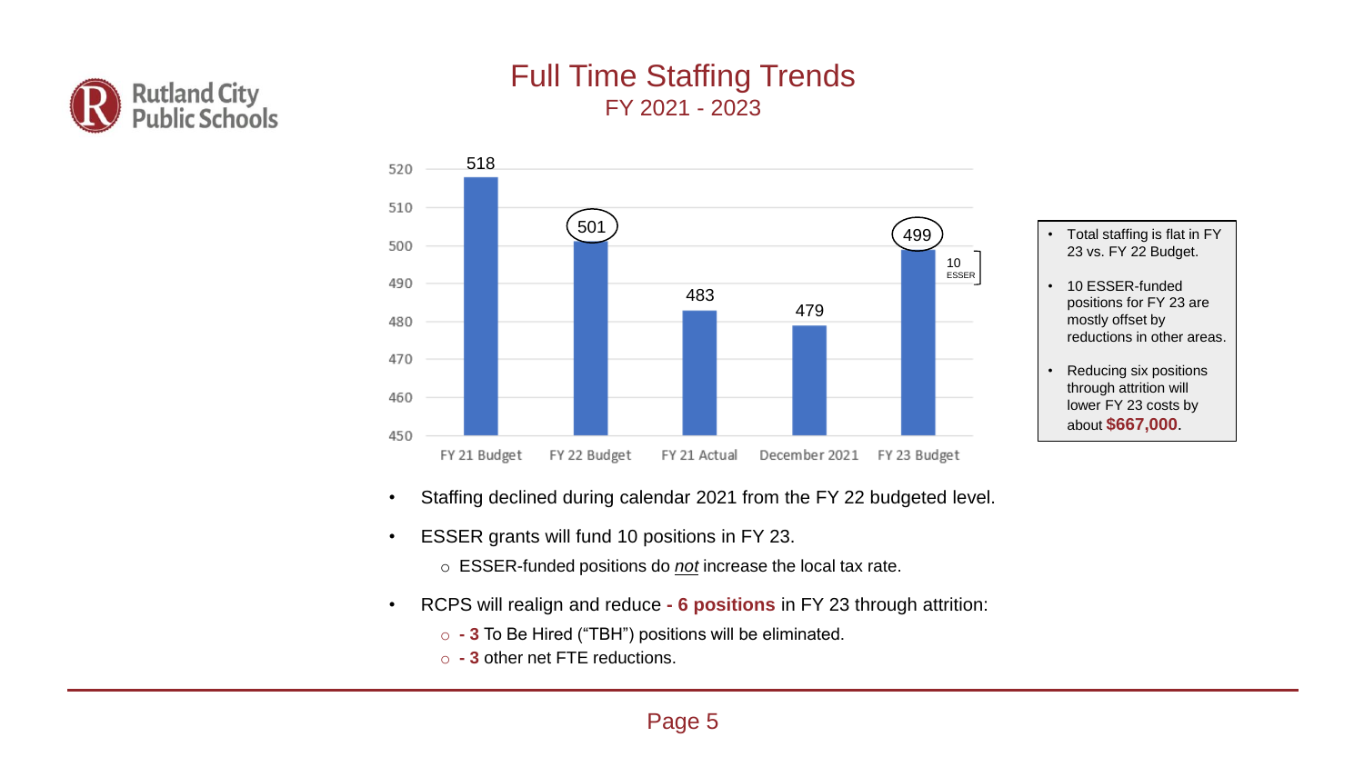# Full Time Staffing Trends

## FY 2021 - 2023

| Category | Full Time Staff |
| --- | --- |
| FY 21 Budget | 518 |
| FY 22 Budget | 501 |
| FY 21 Actual | 483 |
| December 2021 | 479 |
| FY 23 Budget | 499 (10 ESSER) |

- Total staffing is flat in FY 23 vs. FY 22 Budget.
- 10 ESSER-funded positions for FY 23 are mostly offset by reductions in other areas.
- Reducing six positions through attrition will lower FY 23 costs by about **$667,000**.

- Staffing declined during calendar 2021 from the FY 22 budgeted level.
- ESSER grants will fund 10 positions in FY 23.
  - ESSER-funded positions do ***not*** increase the local tax rate.
- RCPS will realign and reduce **- 6 positions** in FY 23 through attrition:
  - **- 3** To Be Hired ("TBH") positions will be eliminated.
  - **- 3** other net FTE reductions.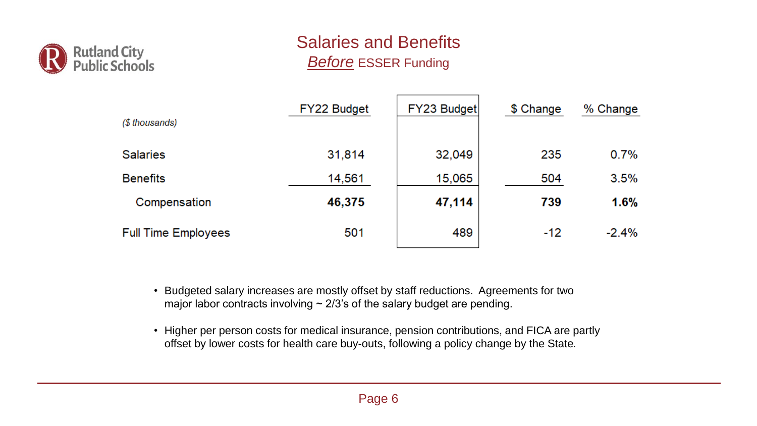# Salaries and Benefits

## *Before* ESSER Funding

| ($ thousands) | FY22 Budget | FY23 Budget | $ Change | % Change |
|---|---|---|---|---|
| Salaries | 31,814 | 32,049 | 235 | 0.7% |
| Benefits | 14,561 | 15,065 | 504 | 3.5% |
| **Compensation** | **46,375** | **47,114** | **739** | **1.6%** |
| Full Time Employees | 501 | 489 | -12 | -2.4% |

- Budgeted salary increases are mostly offset by staff reductions. Agreements for two major labor contracts involving ~ 2/3's of the salary budget are pending.
- Higher per person costs for medical insurance, pension contributions, and FICA are partly offset by lower costs for health care buy-outs, following a policy change by the State.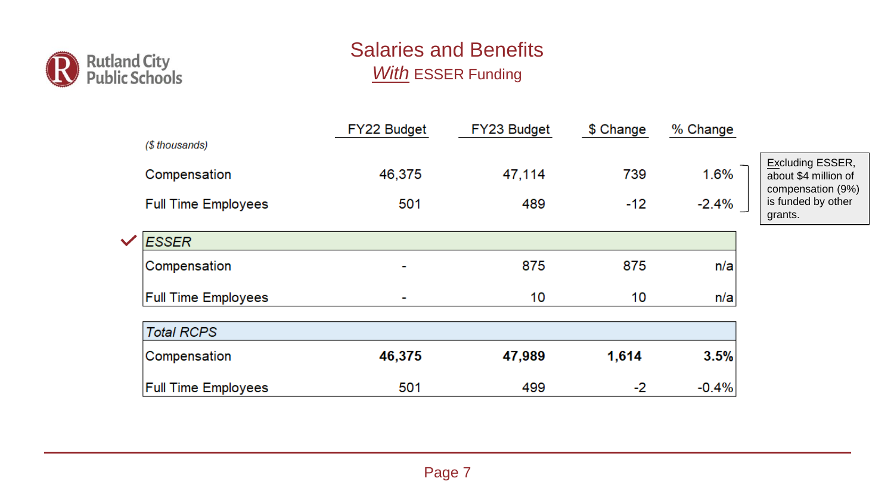Rutland City Public Schools

# Salaries and Benefits

## *With* ESSER Funding

*($ thousands)*

| | FY22 Budget | FY23 Budget | $ Change | % Change |
|---|---|---|---|---|
| Compensation | 46,375 | 47,114 | 739 | 1.6% |
| Full Time Employees | 501 | 489 | -12 | -2.4% |
| ***ESSER*** | | | | |
| Compensation | - | 875 | 875 | n/a |
| Full Time Employees | - | 10 | 10 | n/a |
| ***Total RCPS*** | | | | |
| Compensation | **46,375** | **47,989** | **1,614** | **3.5%** |
| Full Time Employees | 501 | 499 | -2 | -0.4% |

Excluding ESSER, about $4 million of compensation (9%) is funded by other grants.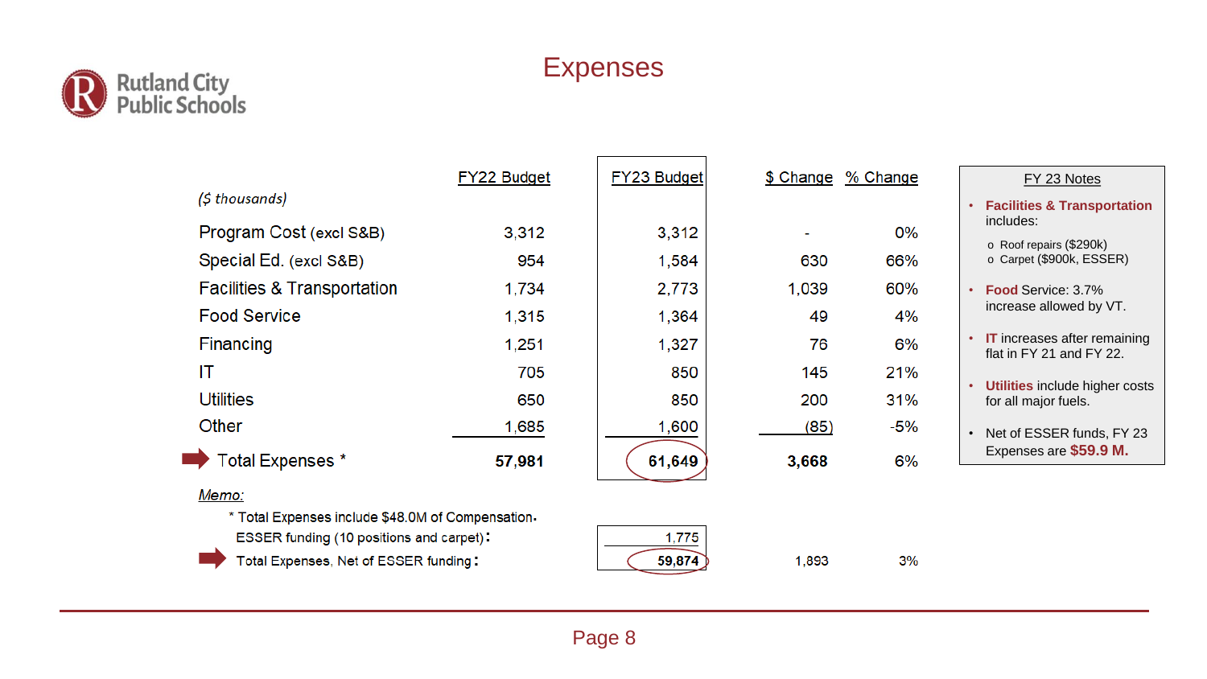Rutland City Public Schools

# Expenses

| ($ thousands) | FY22 Budget | FY23 Budget | $ Change | % Change |
|---|---|---|---|---|
| Program Cost (excl S&B) | 3,312 | 3,312 | - | 0% |
| Special Ed. (excl S&B) | 954 | 1,584 | 630 | 66% |
| Facilities & Transportation | 1,734 | 2,773 | 1,039 | 60% |
| Food Service | 1,315 | 1,364 | 49 | 4% |
| Financing | 1,251 | 1,327 | 76 | 6% |
| IT | 705 | 850 | 145 | 21% |
| Utilities | 650 | 850 | 200 | 31% |
| Other | 1,685 | 1,600 | (85) | -5% |
| **Total Expenses \*** | **57,981** | **61,649** | **3,668** | **6%** |

*Memo:*

| | | | | |
|---|---|---|---|---|
| \* Total Expenses include $48.0M of Compensation. | | | | |
| ESSER funding (10 positions and carpet): | | 1,775 | | |
| Total Expenses, Net of ESSER funding: | | 59,874 | 1,893 | 3% |

**FY 23 Notes**

- **Facilities & Transportation** includes:
  - Roof repairs ($290k)
  - Carpet ($900k, ESSER)
- **Food** Service: 3.7% increase allowed by VT.
- **IT** increases after remaining flat in FY 21 and FY 22.
- **Utilities** include higher costs for all major fuels.
- Net of ESSER funds, FY 23 Expenses are **$59.9 M.**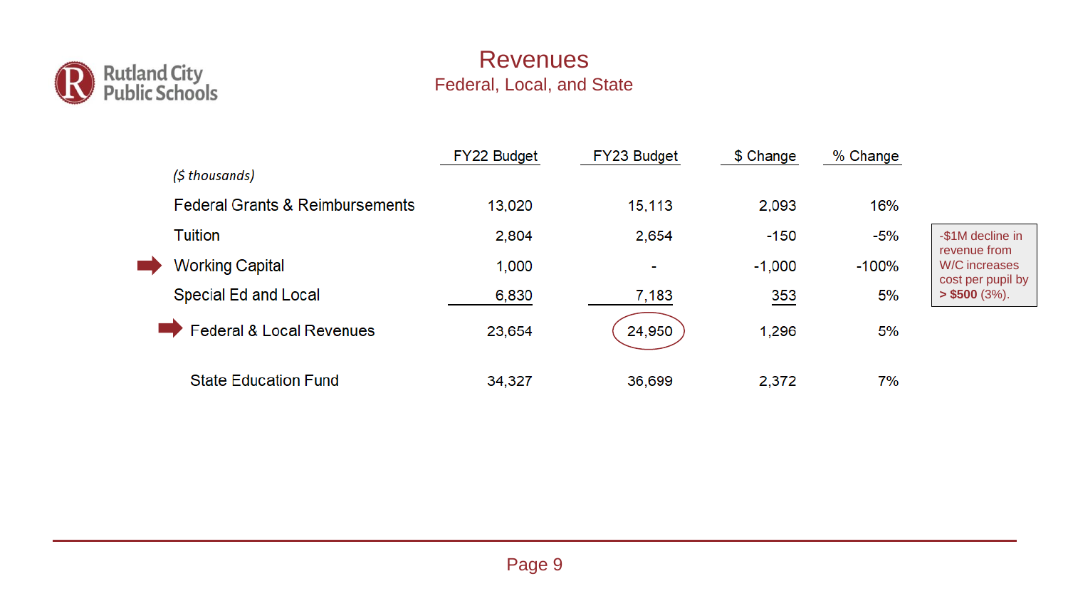# Revenues

## Federal, Local, and State

| ($ thousands) | FY22 Budget | FY23 Budget | $ Change | % Change |
|---|---|---|---|---|
| Federal Grants & Reimbursements | 13,020 | 15,113 | 2,093 | 16% |
| Tuition | 2,804 | 2,654 | -150 | -5% |
| Working Capital | 1,000 | - | -1,000 | -100% |
| Special Ed and Local | 6,830 | 7,183 | 353 | 5% |
| Federal & Local Revenues | 23,654 | 24,950 | 1,296 | 5% |
| State Education Fund | 34,327 | 36,699 | 2,372 | 7% |

-$1M decline in revenue from W/C increases cost per pupil by **> $500** (3%).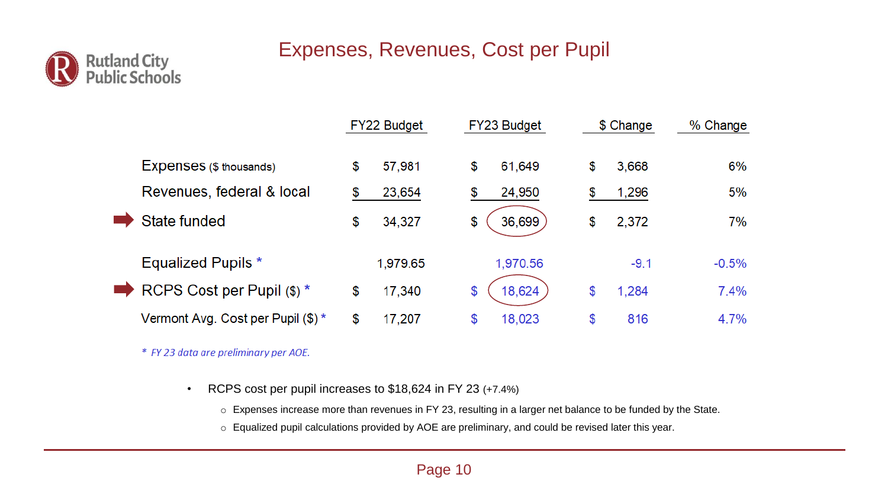Rutland City Public Schools

# Expenses, Revenues, Cost per Pupil

| | FY22 Budget | FY23 Budget | $ Change | % Change |
|---|---|---|---|---|
| Expenses ($ thousands) | $ 57,981 | $ 61,649 | $ 3,668 | 6% |
| Revenues, federal & local | $ 23,654 | $ 24,950 | $ 1,296 | 5% |
| State funded | $ 34,327 | $ 36,699 | $ 2,372 | 7% |
| Equalized Pupils * | 1,979.65 | 1,970.56 | -9.1 | -0.5% |
| RCPS Cost per Pupil ($) * | $ 17,340 | $ 18,624 | $ 1,284 | 7.4% |
| Vermont Avg. Cost per Pupil ($) * | $ 17,207 | $ 18,023 | $ 816 | 4.7% |

*\* FY 23 data are preliminary per AOE.*

- RCPS cost per pupil increases to $18,624 in FY 23 (+7.4%)
  - Expenses increase more than revenues in FY 23, resulting in a larger net balance to be funded by the State.
  - Equalized pupil calculations provided by AOE are preliminary, and could be revised later this year.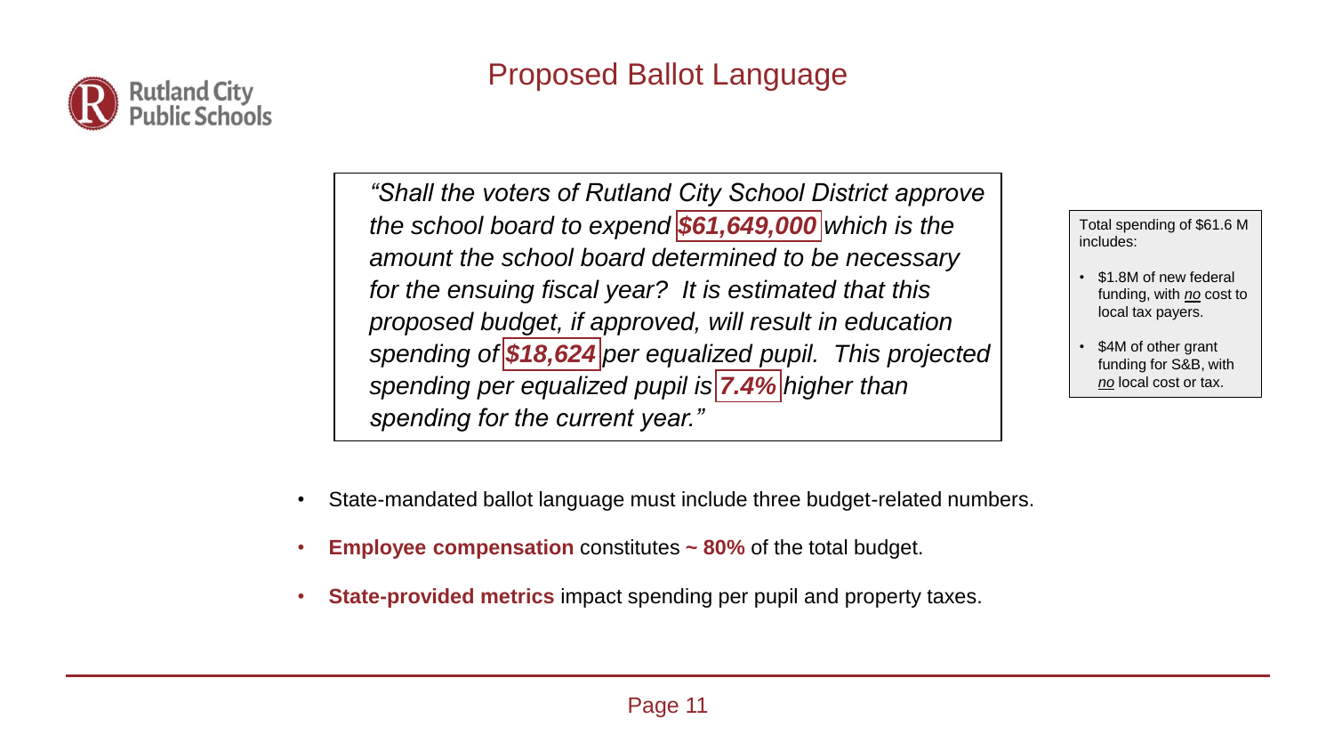# Proposed Ballot Language

> *"Shall the voters of Rutland City School District approve the school board to expend **$61,649,000** which is the amount the school board determined to be necessary for the ensuing fiscal year? It is estimated that this proposed budget, if approved, will result in education spending of **$18,624** per equalized pupil. This projected spending per equalized pupil is **7.4%** higher than spending for the current year."*

Total spending of $61.6 M includes:

- $1.8M of new federal funding, with ***no*** cost to local tax payers.
- $4M of other grant funding for S&B, with ***no*** local cost or tax.

- State-mandated ballot language must include three budget-related numbers.
- **Employee compensation** constitutes **~ 80%** of the total budget.
- **State-provided metrics** impact spending per pupil and property taxes.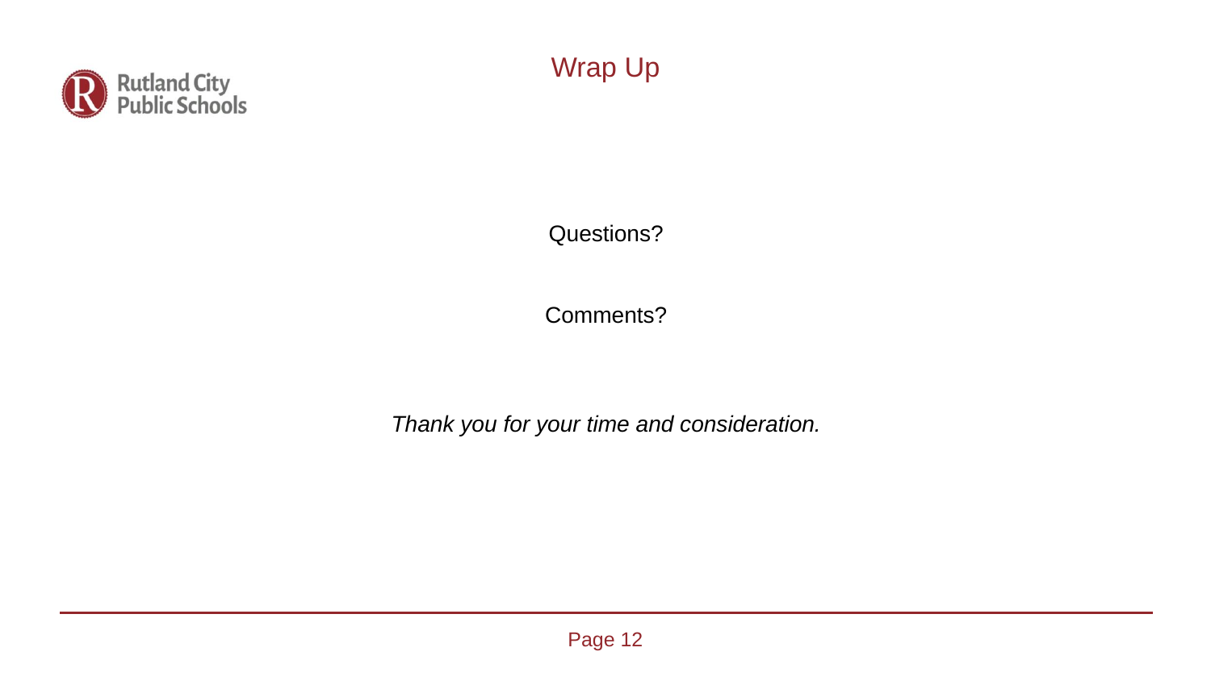# Wrap Up

Questions?

Comments?

*Thank you for your time and consideration.*